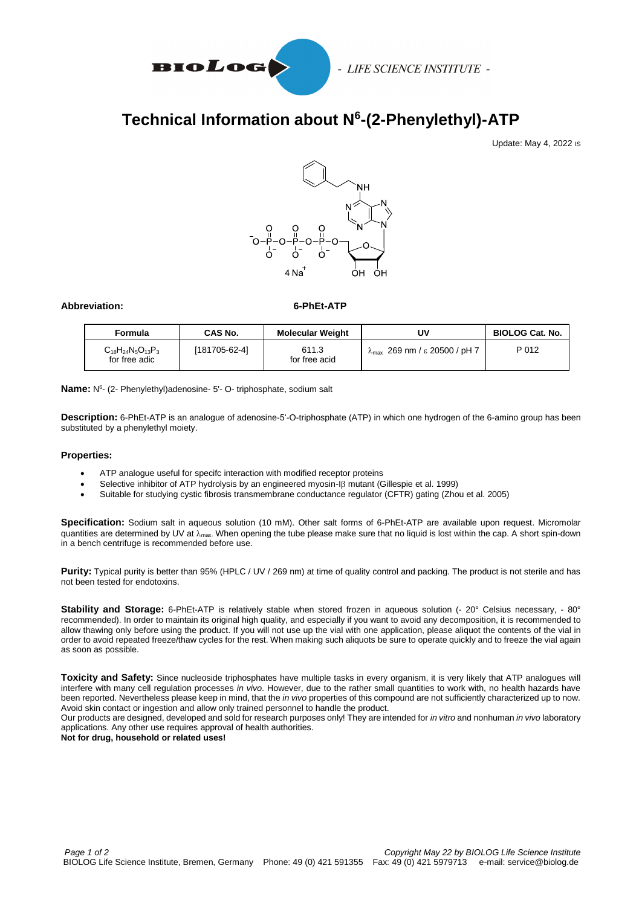# Technical Information about N[6]-(2-Phenylethyl)-ATP

Update: May 4, 2022 IS

**Abbreviation:** **6-PhEt-ATP**

| Formula | CAS No. | Molecular Weight | UV | BIOLOG Cat. No. |
|---|---|---|---|---|
| $C_{18}H_{24}N_5O_{13}P_3$ for free adic | [181705-62-4] | 611.3 for free acid | $\lambda_{max}$ 269 nm / $\varepsilon$ 20500 / pH 7 | P 012 |

**Name:** N[6]- (2- Phenylethyl)adenosine- 5'- O- triphosphate, sodium salt

**Description:** 6-PhEt-ATP is an analogue of adenosine-5'-O-triphosphate (ATP) in which one hydrogen of the 6-amino group has been substituted by a phenylethyl moiety.

**Properties:**

- ATP analogue useful for specifc interaction with modified receptor proteins
- Selective inhibitor of ATP hydrolysis by an engineered myosin-Iβ mutant (Gillespie et al. 1999)
- Suitable for studying cystic fibrosis transmembrane conductance regulator (CFTR) gating (Zhou et al. 2005)

**Specification:** Sodium salt in aqueous solution (10 mM). Other salt forms of 6-PhEt-ATP are available upon request. Micromolar quantities are determined by UV at $\lambda_{max}$. When opening the tube please make sure that no liquid is lost within the cap. A short spin-down in a bench centrifuge is recommended before use.

**Purity:** Typical purity is better than 95% (HPLC / UV / 269 nm) at time of quality control and packing. The product is not sterile and has not been tested for endotoxins.

**Stability and Storage:** 6-PhEt-ATP is relatively stable when stored frozen in aqueous solution (- 20° Celsius necessary, - 80° recommended). In order to maintain its original high quality, and especially if you want to avoid any decomposition, it is recommended to allow thawing only before using the product. If you will not use up the vial with one application, please aliquot the contents of the vial in order to avoid repeated freeze/thaw cycles for the rest. When making such aliquots be sure to operate quickly and to freeze the vial again as soon as possible.

**Toxicity and Safety:** Since nucleoside triphosphates have multiple tasks in every organism, it is very likely that ATP analogues will interfere with many cell regulation processes *in vivo*. However, due to the rather small quantities to work with, no health hazards have been reported. Nevertheless please keep in mind, that the *in vivo* properties of this compound are not sufficiently characterized up to now. Avoid skin contact or ingestion and allow only trained personnel to handle the product.
Our products are designed, developed and sold for research purposes only! They are intended for *in vitro* and nonhuman *in vivo* laboratory applications. Any other use requires approval of health authorities.
**Not for drug, household or related uses!**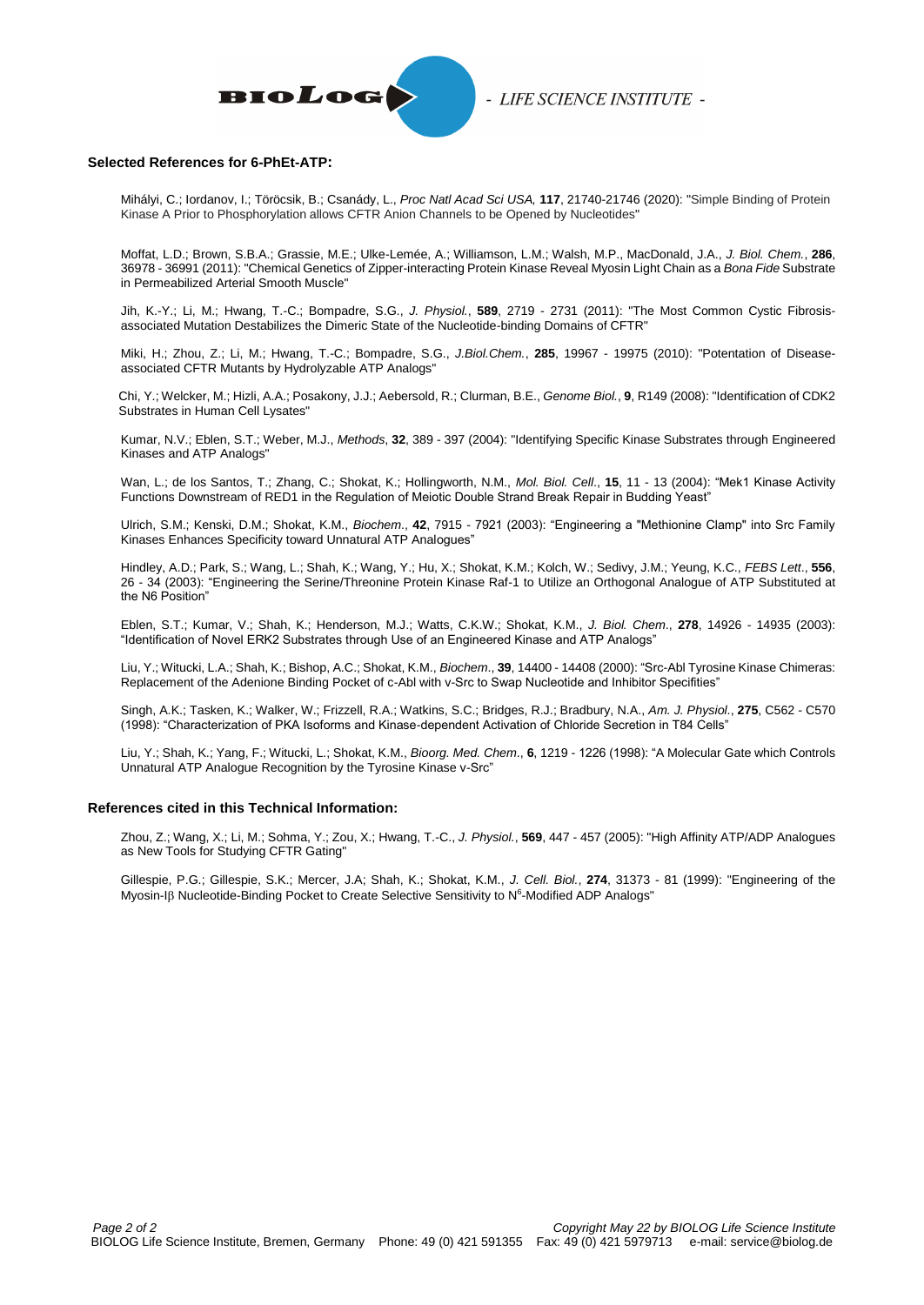### Selected References for 6-PhEt-ATP:

Mihályi, C.; Iordanov, I.; Töröcsik, B.; Csanády, L., *Proc Natl Acad Sci USA,* **117**, 21740-21746 (2020): "Simple Binding of Protein Kinase A Prior to Phosphorylation allows CFTR Anion Channels to be Opened by Nucleotides"

Moffat, L.D.; Brown, S.B.A.; Grassie, M.E.; Ulke-Lemée, A.; Williamson, L.M.; Walsh, M.P., MacDonald, J.A., *J. Biol. Chem.*, **286**, 36978 - 36991 (2011): "Chemical Genetics of Zipper-interacting Protein Kinase Reveal Myosin Light Chain as a *Bona Fide* Substrate in Permeabilized Arterial Smooth Muscle"

Jih, K.-Y.; Li, M.; Hwang, T.-C.; Bompadre, S.G., *J. Physiol.*, **589**, 2719 - 2731 (2011): "The Most Common Cystic Fibrosis-associated Mutation Destabilizes the Dimeric State of the Nucleotide-binding Domains of CFTR"

Miki, H.; Zhou, Z.; Li, M.; Hwang, T.-C.; Bompadre, S.G., *J.Biol.Chem.*, **285**, 19967 - 19975 (2010): "Potentation of Disease-associated CFTR Mutants by Hydrolyzable ATP Analogs"

Chi, Y.; Welcker, M.; Hizli, A.A.; Posakony, J.J.; Aebersold, R.; Clurman, B.E., *Genome Biol.*, **9**, R149 (2008): "Identification of CDK2 Substrates in Human Cell Lysates"

Kumar, N.V.; Eblen, S.T.; Weber, M.J., *Methods*, **32**, 389 - 397 (2004): "Identifying Specific Kinase Substrates through Engineered Kinases and ATP Analogs"

Wan, L.; de los Santos, T.; Zhang, C.; Shokat, K.; Hollingworth, N.M., *Mol. Biol. Cell.*, **15**, 11 - 13 (2004): "Mek1 Kinase Activity Functions Downstream of RED1 in the Regulation of Meiotic Double Strand Break Repair in Budding Yeast"

Ulrich, S.M.; Kenski, D.M.; Shokat, K.M., *Biochem.*, **42**, 7915 - 7921 (2003): "Engineering a "Methionine Clamp" into Src Family Kinases Enhances Specificity toward Unnatural ATP Analogues"

Hindley, A.D.; Park, S.; Wang, L.; Shah, K.; Wang, Y.; Hu, X.; Shokat, K.M.; Kolch, W.; Sedivy, J.M.; Yeung, K.C., *FEBS Lett.*, **556**, 26 - 34 (2003): "Engineering the Serine/Threonine Protein Kinase Raf-1 to Utilize an Orthogonal Analogue of ATP Substituted at the N6 Position"

Eblen, S.T.; Kumar, V.; Shah, K.; Henderson, M.J.; Watts, C.K.W.; Shokat, K.M., *J. Biol. Chem.*, **278**, 14926 - 14935 (2003): "Identification of Novel ERK2 Substrates through Use of an Engineered Kinase and ATP Analogs"

Liu, Y.; Witucki, L.A.; Shah, K.; Bishop, A.C.; Shokat, K.M., *Biochem.*, **39**, 14400 - 14408 (2000): "Src-Abl Tyrosine Kinase Chimeras: Replacement of the Adenione Binding Pocket of c-Abl with v-Src to Swap Nucleotide and Inhibitor Specifities"

Singh, A.K.; Tasken, K.; Walker, W.; Frizzell, R.A.; Watkins, S.C.; Bridges, R.J.; Bradbury, N.A., *Am. J. Physiol.*, **275**, C562 - C570 (1998): "Characterization of PKA Isoforms and Kinase-dependent Activation of Chloride Secretion in T84 Cells"

Liu, Y.; Shah, K.; Yang, F.; Witucki, L.; Shokat, K.M., *Bioorg. Med. Chem.*, **6**, 1219 - 1226 (1998): "A Molecular Gate which Controls Unnatural ATP Analogue Recognition by the Tyrosine Kinase v-Src"

### References cited in this Technical Information:

Zhou, Z.; Wang, X.; Li, M.; Sohma, Y.; Zou, X.; Hwang, T.-C., *J. Physiol.*, **569**, 447 - 457 (2005): "High Affinity ATP/ADP Analogues as New Tools for Studying CFTR Gating"

Gillespie, P.G.; Gillespie, S.K.; Mercer, J.A; Shah, K.; Shokat, K.M., *J. Cell. Biol.*, **274**, 31373 - 81 (1999): "Engineering of the Myosin-Iβ Nucleotide-Binding Pocket to Create Selective Sensitivity to $N^6$-Modified ADP Analogs"

Copyright May 22 by BIOLOG Life Science Institute

BIOLOG Life Science Institute, Bremen, Germany Phone: 49 (0) 421 591355 Fax: 49 (0) 421 5979713 e-mail: service@biolog.de